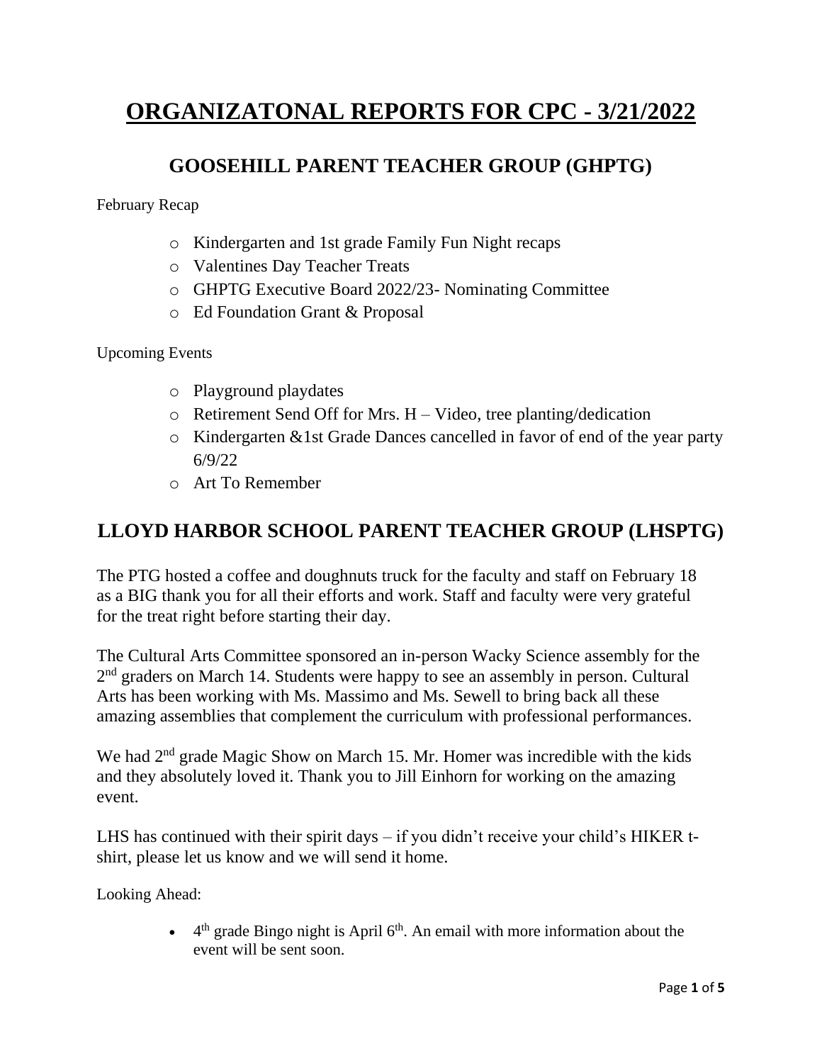# ORGANIZATONAL REPORTS FOR CPC - 3/21/2022

## GOOSEHILL PARENT TEACHER GROUP (GHPTG)

February Recap

- Kindergarten and 1st grade Family Fun Night recaps
- Valentines Day Teacher Treats
- GHPTG Executive Board 2022/23- Nominating Committee
- Ed Foundation Grant & Proposal

Upcoming Events

- Playground playdates
- Retirement Send Off for Mrs. H – Video, tree planting/dedication
- Kindergarten &1st Grade Dances cancelled in favor of end of the year party 6/9/22
- Art To Remember

## LLOYD HARBOR SCHOOL PARENT TEACHER GROUP (LHSPTG)

The PTG hosted a coffee and doughnuts truck for the faculty and staff on February 18 as a BIG thank you for all their efforts and work. Staff and faculty were very grateful for the treat right before starting their day.

The Cultural Arts Committee sponsored an in-person Wacky Science assembly for the 2nd graders on March 14. Students were happy to see an assembly in person. Cultural Arts has been working with Ms. Massimo and Ms. Sewell to bring back all these amazing assemblies that complement the curriculum with professional performances.

We had 2nd grade Magic Show on March 15. Mr. Homer was incredible with the kids and they absolutely loved it. Thank you to Jill Einhorn for working on the amazing event.

LHS has continued with their spirit days – if you didn't receive your child's HIKER t-shirt, please let us know and we will send it home.

Looking Ahead:

- 4th grade Bingo night is April 6th. An email with more information about the event will be sent soon.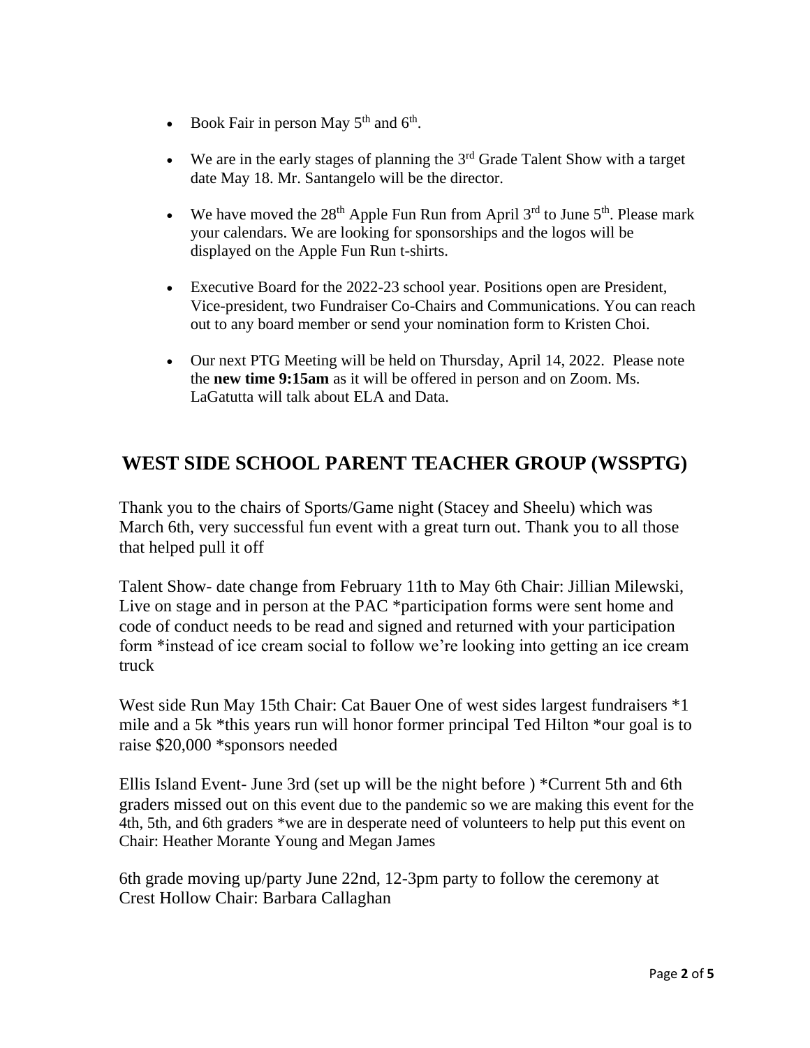- Book Fair in person May 5th and 6th.
- We are in the early stages of planning the 3rd Grade Talent Show with a target date May 18. Mr. Santangelo will be the director.
- We have moved the 28th Apple Fun Run from April 3rd to June 5th. Please mark your calendars. We are looking for sponsorships and the logos will be displayed on the Apple Fun Run t-shirts.
- Executive Board for the 2022-23 school year. Positions open are President, Vice-president, two Fundraiser Co-Chairs and Communications. You can reach out to any board member or send your nomination form to Kristen Choi.
- Our next PTG Meeting will be held on Thursday, April 14, 2022. Please note the **new time 9:15am** as it will be offered in person and on Zoom. Ms. LaGatutta will talk about ELA and Data.

## WEST SIDE SCHOOL PARENT TEACHER GROUP (WSSPTG)

Thank you to the chairs of Sports/Game night (Stacey and Sheelu) which was March 6th, very successful fun event with a great turn out. Thank you to all those that helped pull it off

Talent Show- date change from February 11th to May 6th Chair: Jillian Milewski, Live on stage and in person at the PAC *participation forms were sent home and code of conduct needs to be read and signed and returned with your participation form *instead of ice cream social to follow we're looking into getting an ice cream truck

West side Run May 15th Chair: Cat Bauer One of west sides largest fundraisers *1 mile and a 5k *this years run will honor former principal Ted Hilton *our goal is to raise $20,000 *sponsors needed

Ellis Island Event- June 3rd (set up will be the night before ) *Current 5th and 6th graders missed out on this event due to the pandemic so we are making this event for the 4th, 5th, and 6th graders *we are in desperate need of volunteers to help put this event on Chair: Heather Morante Young and Megan James

6th grade moving up/party June 22nd, 12-3pm party to follow the ceremony at Crest Hollow Chair: Barbara Callaghan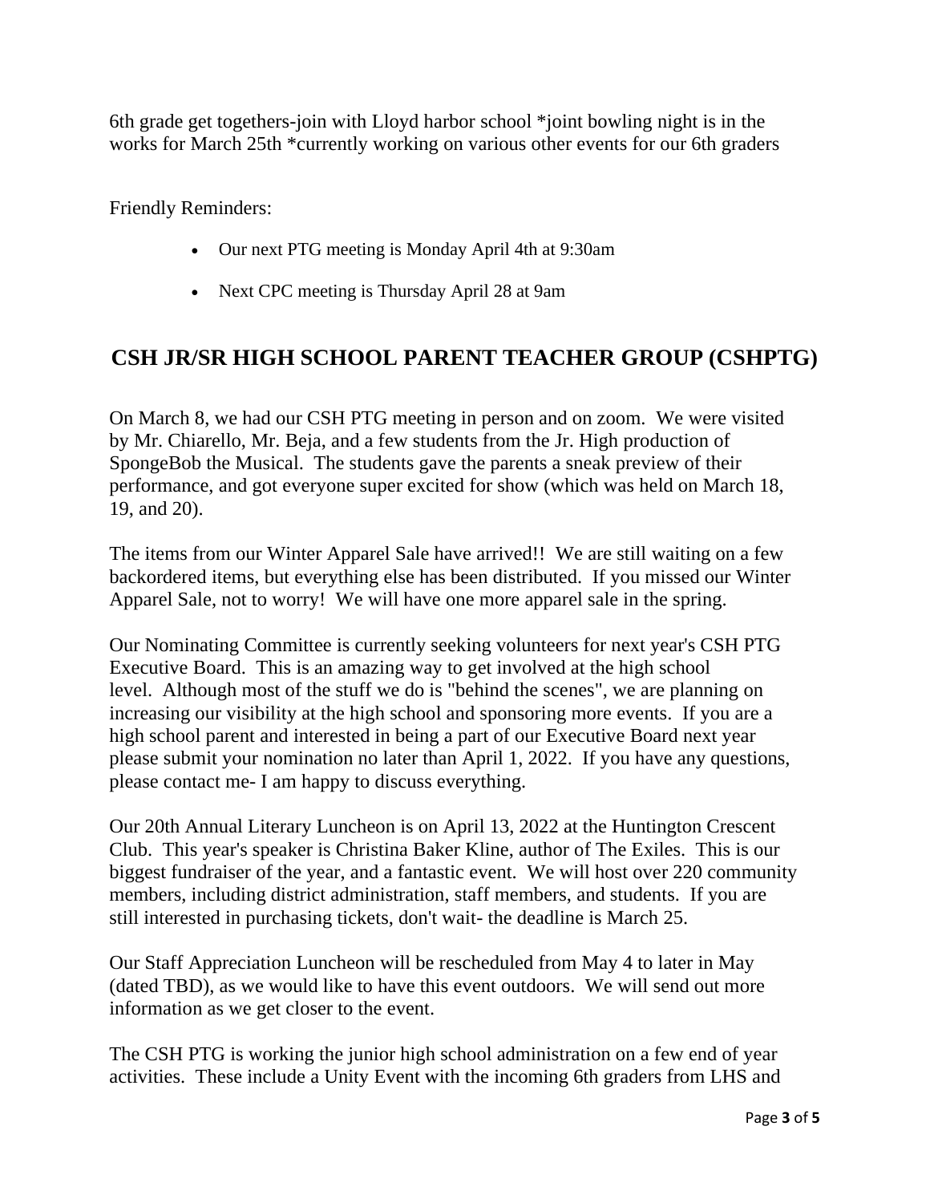6th grade get togethers-join with Lloyd harbor school *joint bowling night is in the works for March 25th *currently working on various other events for our 6th graders

Friendly Reminders:

- Our next PTG meeting is Monday April 4th at 9:30am
- Next CPC meeting is Thursday April 28 at 9am

## CSH JR/SR HIGH SCHOOL PARENT TEACHER GROUP (CSHPTG)

On March 8, we had our CSH PTG meeting in person and on zoom. We were visited by Mr. Chiarello, Mr. Beja, and a few students from the Jr. High production of SpongeBob the Musical. The students gave the parents a sneak preview of their performance, and got everyone super excited for show (which was held on March 18, 19, and 20).

The items from our Winter Apparel Sale have arrived!! We are still waiting on a few backordered items, but everything else has been distributed. If you missed our Winter Apparel Sale, not to worry! We will have one more apparel sale in the spring.

Our Nominating Committee is currently seeking volunteers for next year's CSH PTG Executive Board. This is an amazing way to get involved at the high school level. Although most of the stuff we do is "behind the scenes", we are planning on increasing our visibility at the high school and sponsoring more events. If you are a high school parent and interested in being a part of our Executive Board next year please submit your nomination no later than April 1, 2022. If you have any questions, please contact me- I am happy to discuss everything.

Our 20th Annual Literary Luncheon is on April 13, 2022 at the Huntington Crescent Club. This year's speaker is Christina Baker Kline, author of The Exiles. This is our biggest fundraiser of the year, and a fantastic event. We will host over 220 community members, including district administration, staff members, and students. If you are still interested in purchasing tickets, don't wait- the deadline is March 25.

Our Staff Appreciation Luncheon will be rescheduled from May 4 to later in May (dated TBD), as we would like to have this event outdoors. We will send out more information as we get closer to the event.

The CSH PTG is working the junior high school administration on a few end of year activities. These include a Unity Event with the incoming 6th graders from LHS and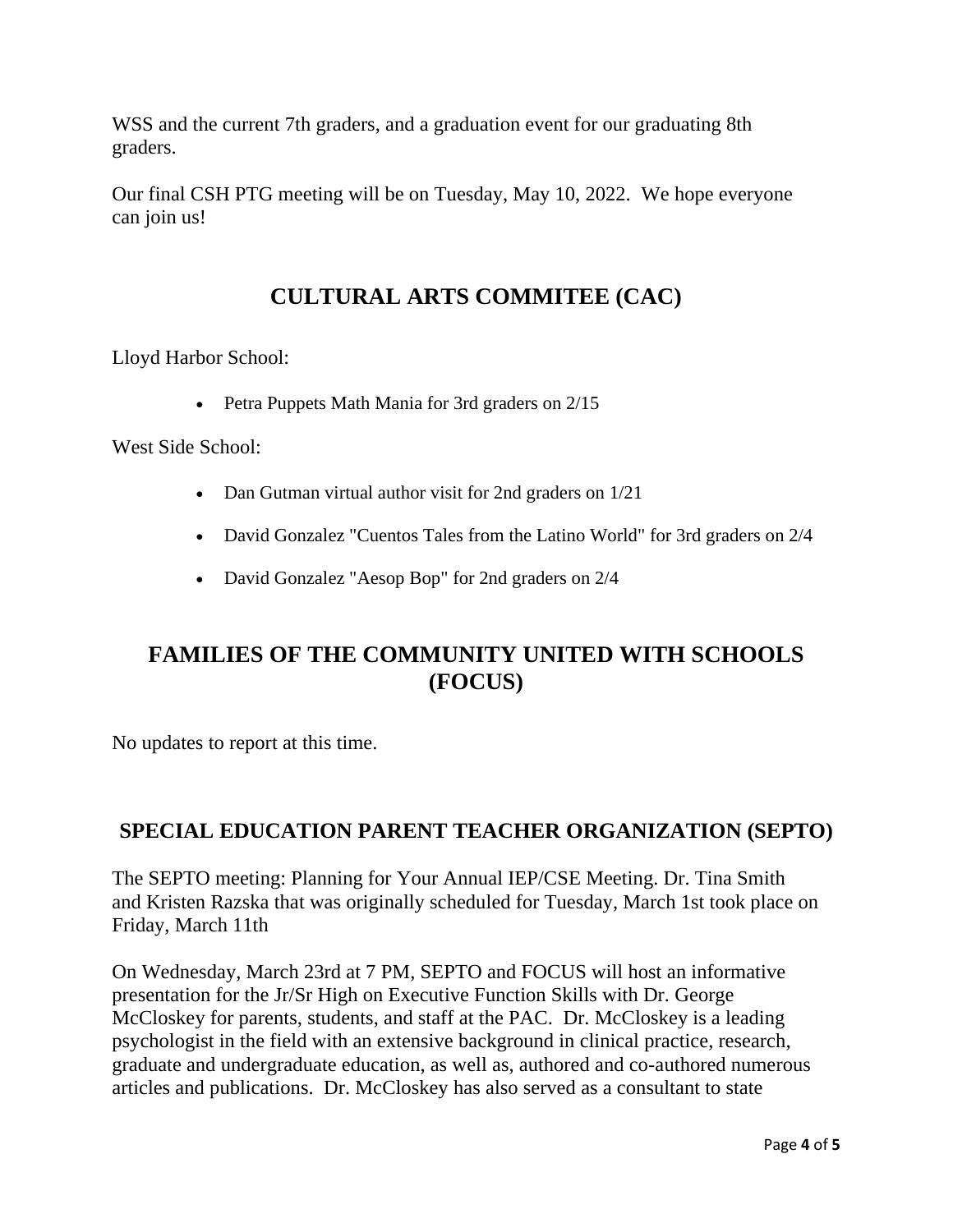WSS and the current 7th graders, and a graduation event for our graduating 8th graders.

Our final CSH PTG meeting will be on Tuesday, May 10, 2022. We hope everyone can join us!

## CULTURAL ARTS COMMITEE (CAC)

Lloyd Harbor School:

- Petra Puppets Math Mania for 3rd graders on 2/15

West Side School:

- Dan Gutman virtual author visit for 2nd graders on 1/21
- David Gonzalez "Cuentos Tales from the Latino World" for 3rd graders on 2/4
- David Gonzalez "Aesop Bop" for 2nd graders on 2/4

## FAMILIES OF THE COMMUNITY UNITED WITH SCHOOLS (FOCUS)

No updates to report at this time.

## SPECIAL EDUCATION PARENT TEACHER ORGANIZATION (SEPTO)

The SEPTO meeting: Planning for Your Annual IEP/CSE Meeting. Dr. Tina Smith and Kristen Razska that was originally scheduled for Tuesday, March 1st took place on Friday, March 11th

On Wednesday, March 23rd at 7 PM, SEPTO and FOCUS will host an informative presentation for the Jr/Sr High on Executive Function Skills with Dr. George McCloskey for parents, students, and staff at the PAC. Dr. McCloskey is a leading psychologist in the field with an extensive background in clinical practice, research, graduate and undergraduate education, as well as, authored and co-authored numerous articles and publications. Dr. McCloskey has also served as a consultant to state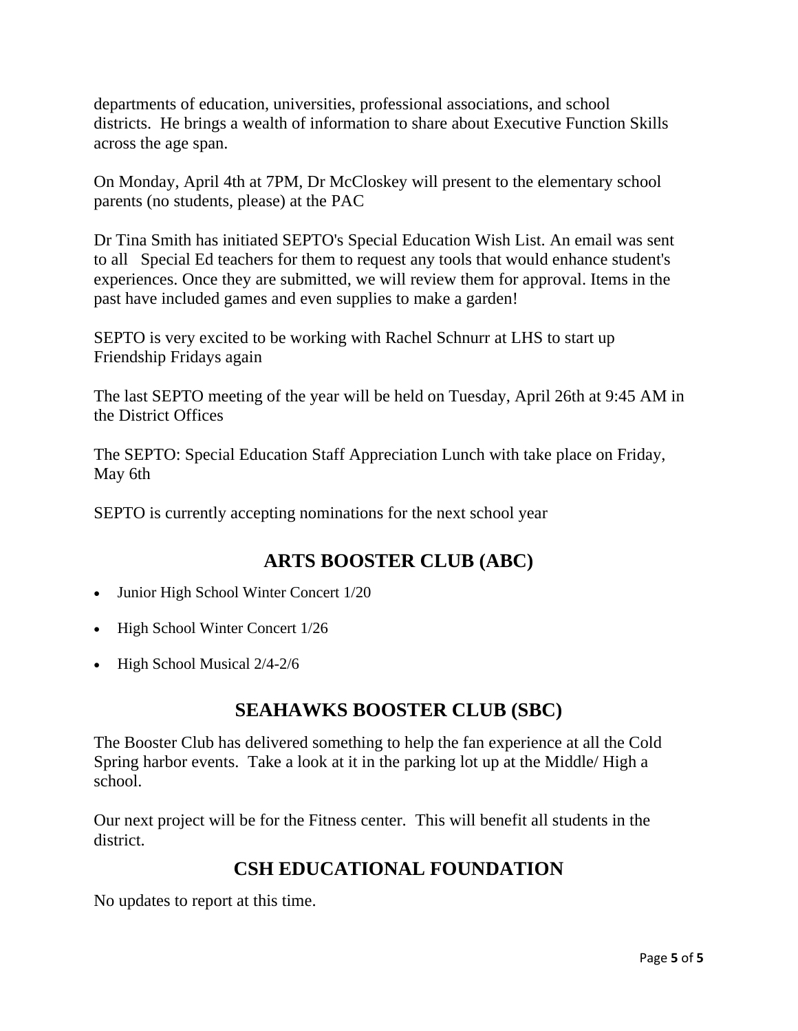departments of education, universities, professional associations, and school districts. He brings a wealth of information to share about Executive Function Skills across the age span.

On Monday, April 4th at 7PM, Dr McCloskey will present to the elementary school parents (no students, please) at the PAC

Dr Tina Smith has initiated SEPTO's Special Education Wish List. An email was sent to all Special Ed teachers for them to request any tools that would enhance student's experiences. Once they are submitted, we will review them for approval. Items in the past have included games and even supplies to make a garden!

SEPTO is very excited to be working with Rachel Schnurr at LHS to start up Friendship Fridays again

The last SEPTO meeting of the year will be held on Tuesday, April 26th at 9:45 AM in the District Offices

The SEPTO: Special Education Staff Appreciation Lunch with take place on Friday, May 6th

SEPTO is currently accepting nominations for the next school year

## ARTS BOOSTER CLUB (ABC)

- Junior High School Winter Concert 1/20
- High School Winter Concert 1/26
- High School Musical 2/4-2/6

## SEAHAWKS BOOSTER CLUB (SBC)

The Booster Club has delivered something to help the fan experience at all the Cold Spring harbor events. Take a look at it in the parking lot up at the Middle/ High a school.

Our next project will be for the Fitness center. This will benefit all students in the district.

## CSH EDUCATIONAL FOUNDATION

No updates to report at this time.